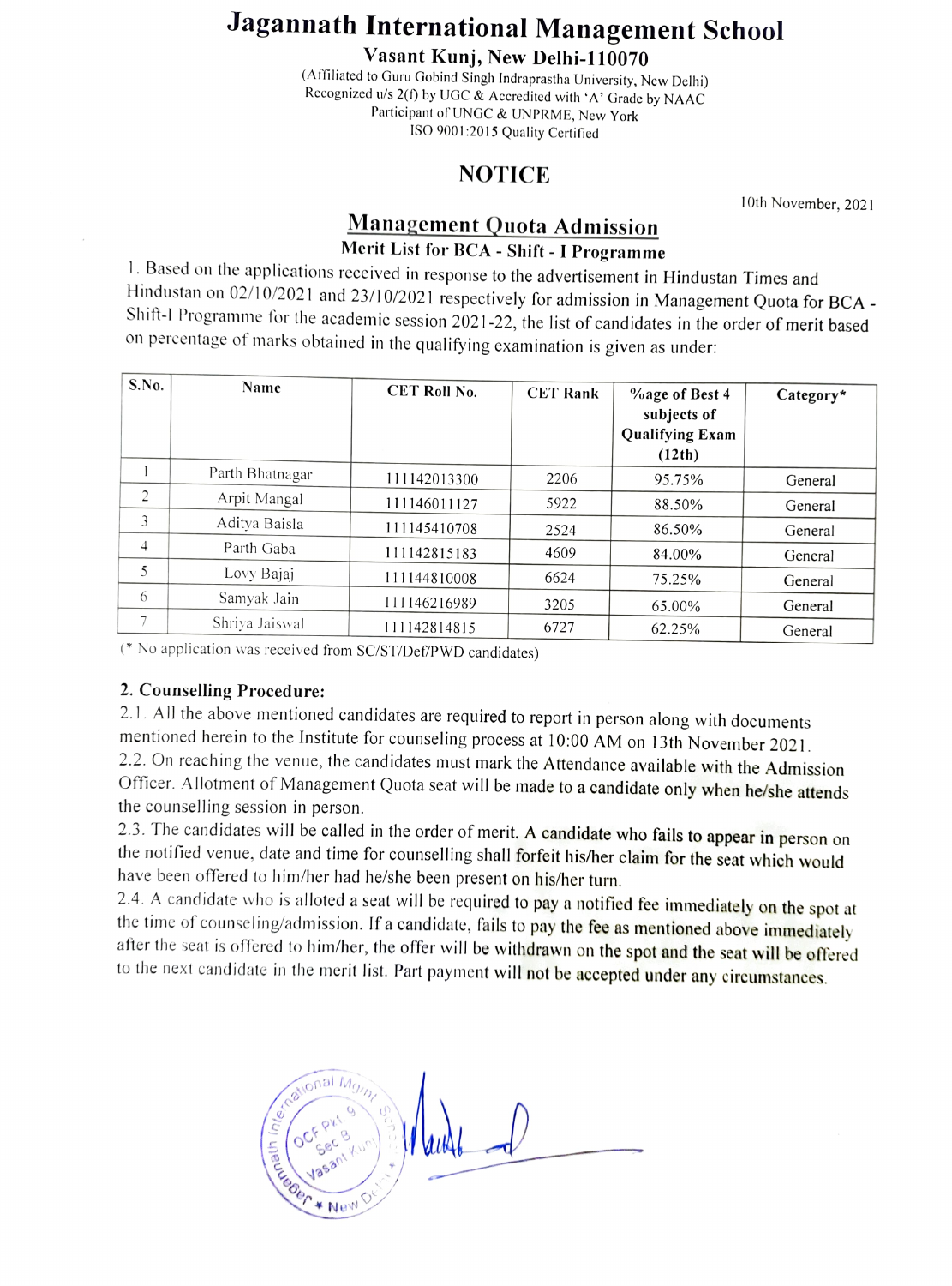# Jagannath International Management School

**Vasant Kunj, New Delhi-110070**

(Affiliated to Guru Gobind Singh Indraprastha University, New Delhi)
Recognized u/s 2(f) by UGC & Accredited with 'A' Grade by NAAC
Participant of UNGC & UNPRME, New York
ISO 9001:2015 Quality Certified

## NOTICE

10th November, 2021

### Management Quota Admission

**Merit List for BCA - Shift - I Programme**

1. Based on the applications received in response to the advertisement in Hindustan Times and Hindustan on 02/10/2021 and 23/10/2021 respectively for admission in Management Quota for BCA - Shift-I Programme for the academic session 2021-22, the list of candidates in the order of merit based on percentage of marks obtained in the qualifying examination is given as under:

| S.No. | Name | CET Roll No. | CET Rank | %age of Best 4 subjects of Qualifying Exam (12th) | Category* |
|---|---|---|---|---|---|
| 1 | Parth Bhatnagar | 111142013300 | 2206 | 95.75% | General |
| 2 | Arpit Mangal | 111146011127 | 5922 | 88.50% | General |
| 3 | Aditya Baisla | 111145410708 | 2524 | 86.50% | General |
| 4 | Parth Gaba | 111142815183 | 4609 | 84.00% | General |
| 5 | Lovy Bajaj | 111144810008 | 6624 | 75.25% | General |
| 6 | Samyak Jain | 111146216989 | 3205 | 65.00% | General |
| 7 | Shriya Jaiswal | 111142814815 | 6727 | 62.25% | General |

(* No application was received from SC/ST/Def/PWD candidates)

**2. Counselling Procedure:**

2.1. All the above mentioned candidates are required to report in person along with documents mentioned herein to the Institute for counseling process at 10:00 AM on 13th November 2021.

2.2. On reaching the venue, the candidates must mark the Attendance available with the Admission Officer. Allotment of Management Quota seat will be made to a candidate only when he/she attends the counselling session in person.

2.3. The candidates will be called in the order of merit. A candidate who fails to appear in person on the notified venue, date and time for counselling shall forfeit his/her claim for the seat which would have been offered to him/her had he/she been present on his/her turn.

2.4. A candidate who is alloted a seat will be required to pay a notified fee immediately on the spot at the time of counseling/admission. If a candidate, fails to pay the fee as mentioned above immediately after the seat is offered to him/her, the offer will be withdrawn on the spot and the seat will be offered to the next candidate in the merit list. Part payment will not be accepted under any circumstances.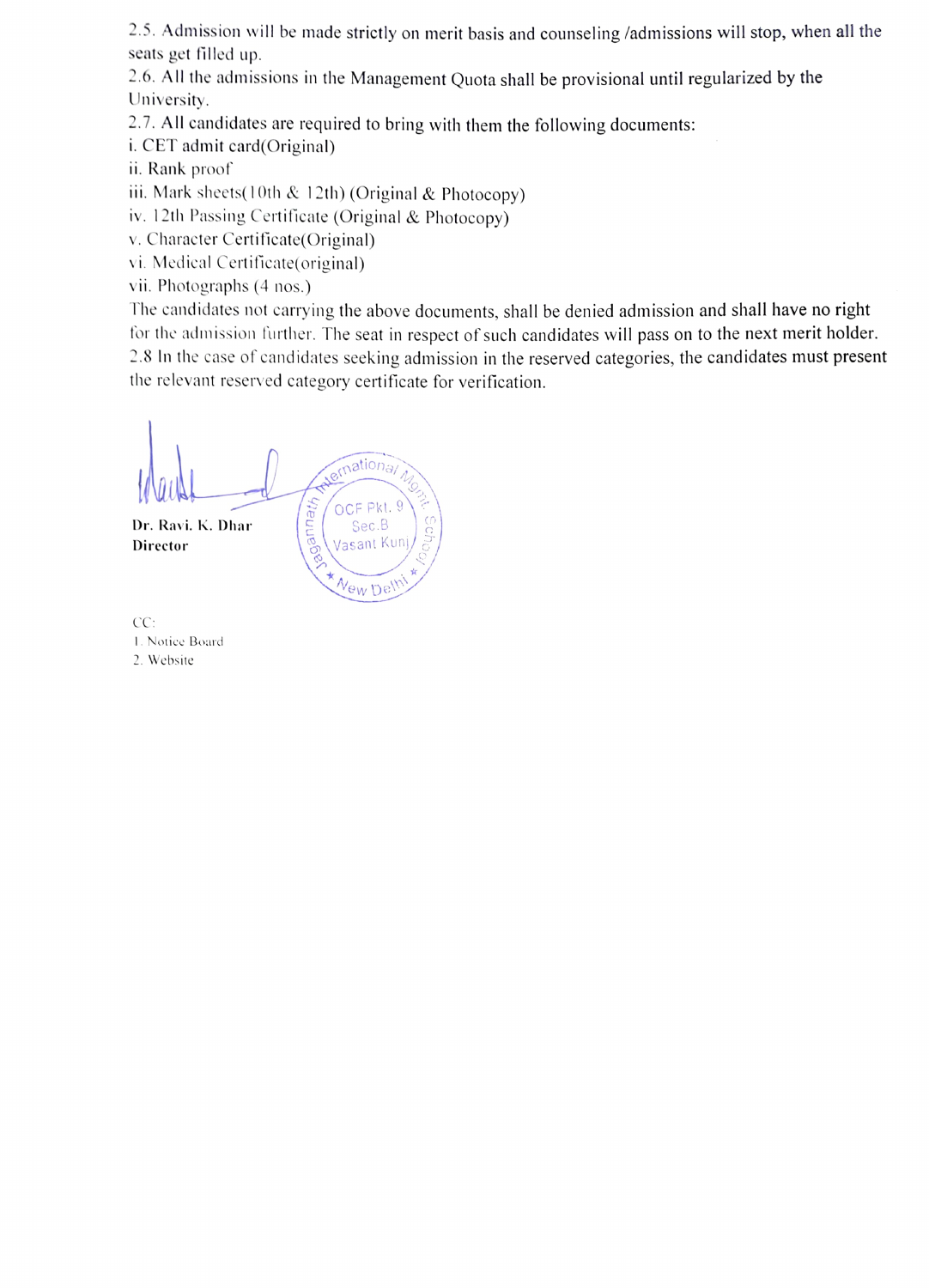2.5. Admission will be made strictly on merit basis and counseling /admissions will stop, when all the seats get filled up.

2.6. All the admissions in the Management Quota shall be provisional until regularized by the University.

2.7. All candidates are required to bring with them the following documents:

i. CET admit card(Original)

ii. Rank proof

iii. Mark sheets(10th & 12th) (Original & Photocopy)

iv. 12th Passing Certificate (Original & Photocopy)

v. Character Certificate(Original)

vi. Medical Certificate(original)

vii. Photographs (4 nos.)

The candidates not carrying the above documents, shall be denied admission and shall have no right for the admission further. The seat in respect of such candidates will pass on to the next merit holder.

2.8 In the case of candidates seeking admission in the reserved categories, the candidates must present the relevant reserved category certificate for verification.

**Dr. Ravi. K. Dhar**
**Director**

Jagannath International Mgmt. School
OCF Pkt. 9
Sec.B
Vasant Kunj
New Delhi

CC:

1. Notice Board
2. Website